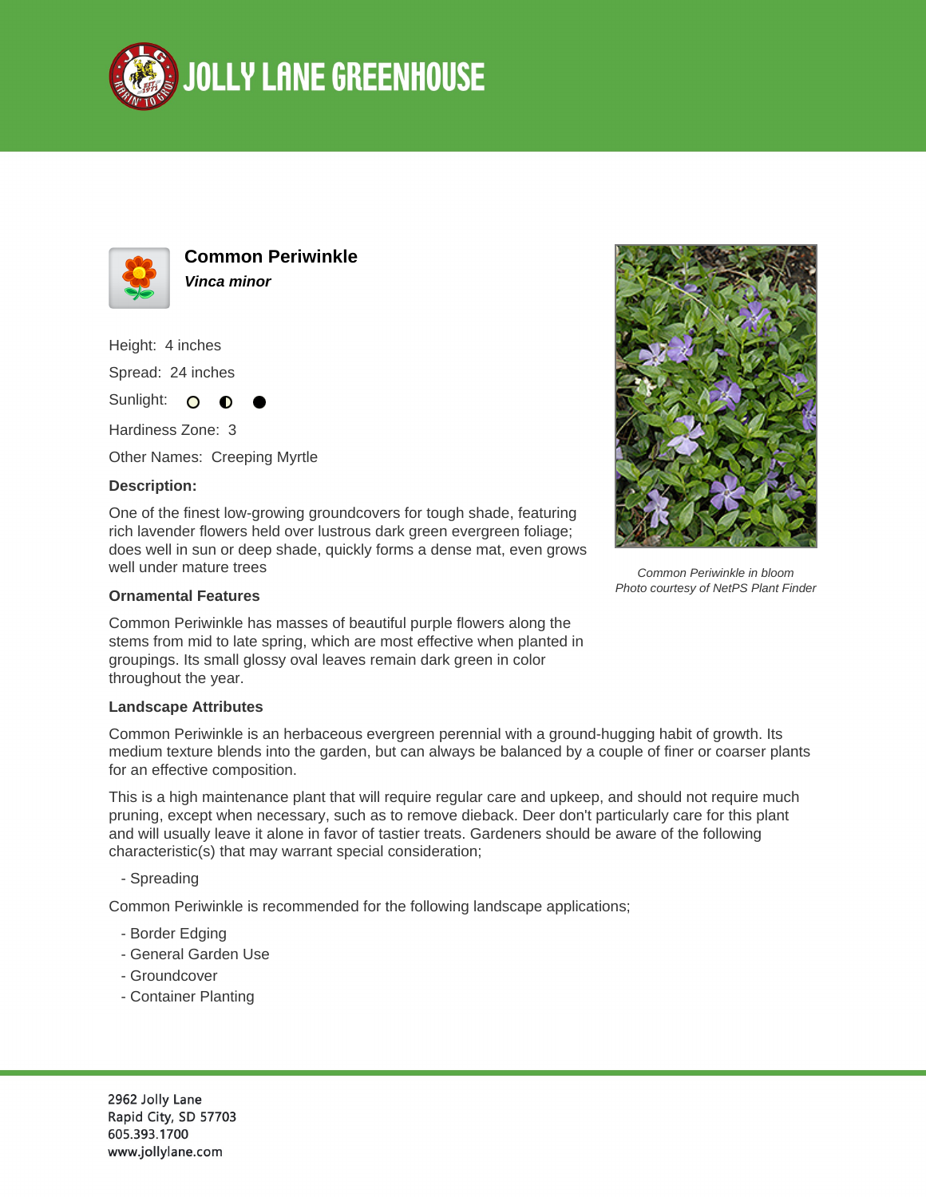# JOLLY LANE GREENHOUSE

## Common Periwinkle

***Vinca minor***

Height: 4 inches

Spread: 24 inches

Sunlight: ○ ◐ ●

Hardiness Zone: 3

Other Names: Creeping Myrtle

**Description:**

One of the finest low-growing groundcovers for tough shade, featuring rich lavender flowers held over lustrous dark green evergreen foliage; does well in sun or deep shade, quickly forms a dense mat, even grows well under mature trees

*Common Periwinkle in bloom*
*Photo courtesy of NetPS Plant Finder*

**Ornamental Features**

Common Periwinkle has masses of beautiful purple flowers along the stems from mid to late spring, which are most effective when planted in groupings. Its small glossy oval leaves remain dark green in color throughout the year.

**Landscape Attributes**

Common Periwinkle is an herbaceous evergreen perennial with a ground-hugging habit of growth. Its medium texture blends into the garden, but can always be balanced by a couple of finer or coarser plants for an effective composition.

This is a high maintenance plant that will require regular care and upkeep, and should not require much pruning, except when necessary, such as to remove dieback. Deer don't particularly care for this plant and will usually leave it alone in favor of tastier treats. Gardeners should be aware of the following characteristic(s) that may warrant special consideration;

- Spreading

Common Periwinkle is recommended for the following landscape applications;

- Border Edging
- General Garden Use
- Groundcover
- Container Planting

2962 Jolly Lane
Rapid City, SD 57703
605.393.1700
www.jollylane.com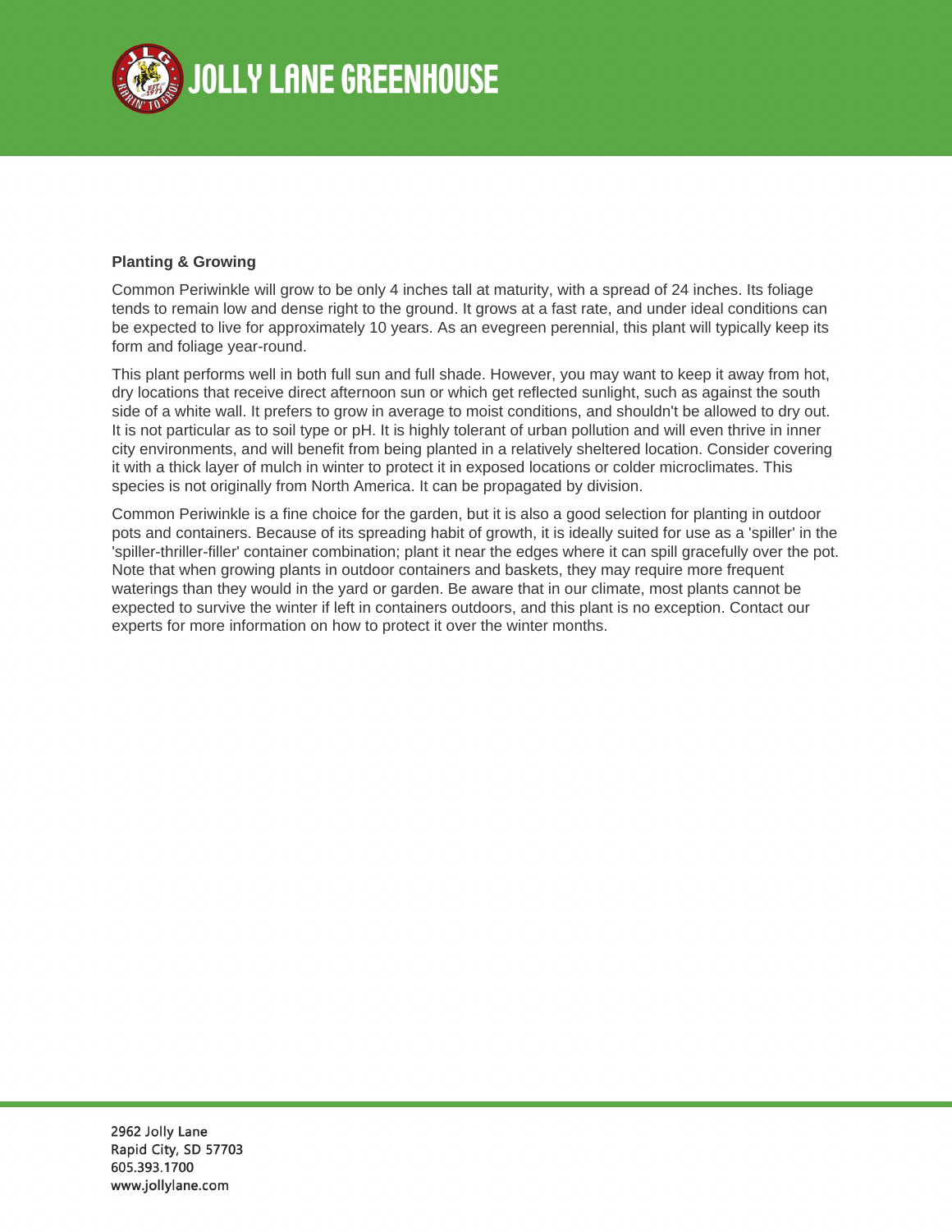**Planting & Growing**

Common Periwinkle will grow to be only 4 inches tall at maturity, with a spread of 24 inches. Its foliage tends to remain low and dense right to the ground. It grows at a fast rate, and under ideal conditions can be expected to live for approximately 10 years. As an evegreen perennial, this plant will typically keep its form and foliage year-round.

This plant performs well in both full sun and full shade. However, you may want to keep it away from hot, dry locations that receive direct afternoon sun or which get reflected sunlight, such as against the south side of a white wall. It prefers to grow in average to moist conditions, and shouldn't be allowed to dry out. It is not particular as to soil type or pH. It is highly tolerant of urban pollution and will even thrive in inner city environments, and will benefit from being planted in a relatively sheltered location. Consider covering it with a thick layer of mulch in winter to protect it in exposed locations or colder microclimates. This species is not originally from North America. It can be propagated by division.

Common Periwinkle is a fine choice for the garden, but it is also a good selection for planting in outdoor pots and containers. Because of its spreading habit of growth, it is ideally suited for use as a 'spiller' in the 'spiller-thriller-filler' container combination; plant it near the edges where it can spill gracefully over the pot. Note that when growing plants in outdoor containers and baskets, they may require more frequent waterings than they would in the yard or garden. Be aware that in our climate, most plants cannot be expected to survive the winter if left in containers outdoors, and this plant is no exception. Contact our experts for more information on how to protect it over the winter months.